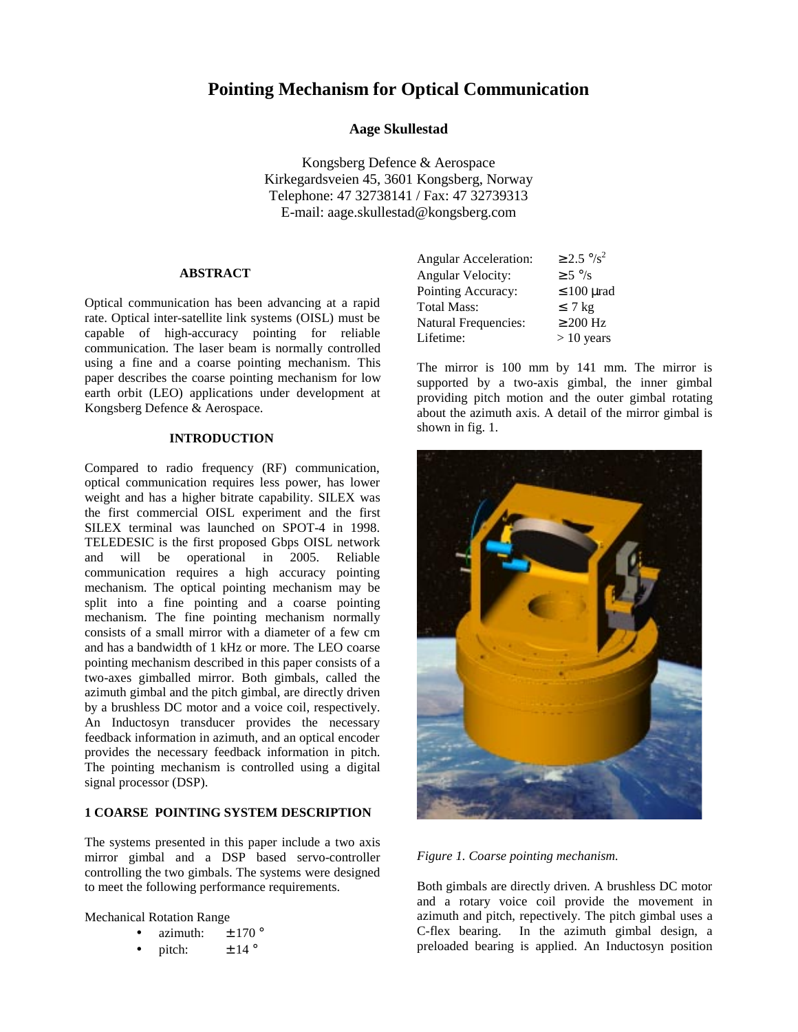# Pointing Mechanism for Optical Communication

**Aage Skullestad**

Kongsberg Defence & Aerospace
Kirkegardsveien 45, 3601 Kongsberg, Norway
Telephone: 47 32738141 / Fax: 47 32739313
E-mail: aage.skullestad@kongsberg.com

## ABSTRACT

Optical communication has been advancing at a rapid rate. Optical inter-satellite link systems (OISL) must be capable of high-accuracy pointing for reliable communication. The laser beam is normally controlled using a fine and a coarse pointing mechanism. This paper describes the coarse pointing mechanism for low earth orbit (LEO) applications under development at Kongsberg Defence & Aerospace.

## INTRODUCTION

Compared to radio frequency (RF) communication, optical communication requires less power, has lower weight and has a higher bitrate capability. SILEX was the first commercial OISL experiment and the first SILEX terminal was launched on SPOT-4 in 1998. TELEDESIC is the first proposed Gbps OISL network and will be operational in 2005. Reliable communication requires a high accuracy pointing mechanism. The optical pointing mechanism may be split into a fine pointing and a coarse pointing mechanism. The fine pointing mechanism normally consists of a small mirror with a diameter of a few cm and has a bandwidth of 1 kHz or more. The LEO coarse pointing mechanism described in this paper consists of a two-axes gimballed mirror. Both gimbals, called the azimuth gimbal and the pitch gimbal, are directly driven by a brushless DC motor and a voice coil, respectively. An Inductosyn transducer provides the necessary feedback information in azimuth, and an optical encoder provides the necessary feedback information in pitch. The pointing mechanism is controlled using a digital signal processor (DSP).

## 1 COARSE POINTING SYSTEM DESCRIPTION

The systems presented in this paper include a two axis mirror gimbal and a DSP based servo-controller controlling the two gimbals. The systems were designed to meet the following performance requirements.

Mechanical Rotation Range

- azimuth: ± 170 °
- pitch: ± 14 °

| | |
|---|---|
| Angular Acceleration: | ≥ 2.5 °/s$^2$ |
| Angular Velocity: | ≥ 5 °/s |
| Pointing Accuracy: | ≤ 100 µrad |
| Total Mass: | ≤ 7 kg |
| Natural Frequencies: | ≥ 200 Hz |
| Lifetime: | > 10 years |

The mirror is 100 mm by 141 mm. The mirror is supported by a two-axis gimbal, the inner gimbal providing pitch motion and the outer gimbal rotating about the azimuth axis. A detail of the mirror gimbal is shown in fig. 1.

*Figure 1. Coarse pointing mechanism.*

Both gimbals are directly driven. A brushless DC motor and a rotary voice coil provide the movement in azimuth and pitch, repectively. The pitch gimbal uses a C-flex bearing. In the azimuth gimbal design, a preloaded bearing is applied. An Inductosyn position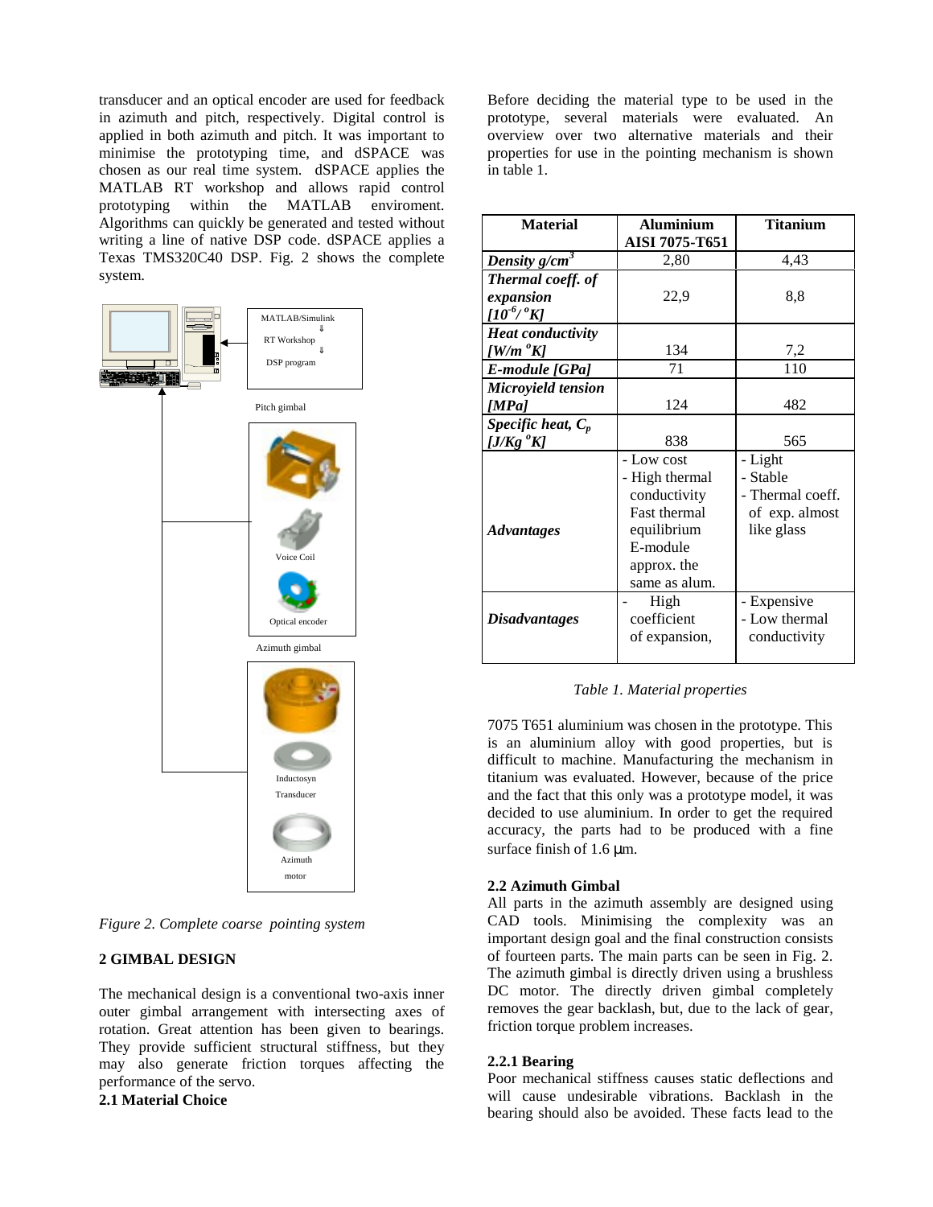transducer and an optical encoder are used for feedback in azimuth and pitch, respectively. Digital control is applied in both azimuth and pitch. It was important to minimise the prototyping time, and dSPACE was chosen as our real time system. dSPACE applies the MATLAB RT workshop and allows rapid control prototyping within the MATLAB enviroment. Algorithms can quickly be generated and tested without writing a line of native DSP code. dSPACE applies a Texas TMS320C40 DSP. Fig. 2 shows the complete system.

MATLAB/Simulink
⇓
RT Workshop
⇓
DSP program

Pitch gimbal

Voice Coil

Optical encoder

Azimuth gimbal

Inductosyn Transducer

Azimuth motor

*Figure 2. Complete coarse pointing system*

## 2 GIMBAL DESIGN

The mechanical design is a conventional two-axis inner outer gimbal arrangement with intersecting axes of rotation. Great attention has been given to bearings. They provide sufficient structural stiffness, but they may also generate friction torques affecting the performance of the servo.

### 2.1 Material Choice

Before deciding the material type to be used in the prototype, several materials were evaluated. An overview over two alternative materials and their properties for use in the pointing mechanism is shown in table 1.

| Material | Aluminium AISI 7075-T651 | Titanium |
|---|---|---|
| ***Density g/cm$^3$*** | 2,80 | 4,43 |
| ***Thermal coeff. of expansion [$10^{-6}$/ $^oK$]*** | 22,9 | 8,8 |
| ***Heat conductivity [W/m $^oK$]*** | 134 | 7,2 |
| ***E-module [GPa]*** | 71 | 110 |
| ***Microyield tension [MPa]*** | 124 | 482 |
| ***Specific heat, $C_p$ [J/Kg $^oK$]*** | 838 | 565 |
| ***Advantages*** | - Low cost<br>- High thermal conductivity Fast thermal equilibrium E-module approx. the same as alum. | - Light<br>- Stable<br>- Thermal coeff. of exp. almost like glass |
| ***Disadvantages*** | - High coefficient of expansion, | - Expensive<br>- Low thermal conductivity |

*Table 1. Material properties*

7075 T651 aluminium was chosen in the prototype. This is an aluminium alloy with good properties, but is difficult to machine. Manufacturing the mechanism in titanium was evaluated. However, because of the price and the fact that this only was a prototype model, it was decided to use aluminium. In order to get the required accuracy, the parts had to be produced with a fine surface finish of 1.6 μm.

### 2.2 Azimuth Gimbal

All parts in the azimuth assembly are designed using CAD tools. Minimising the complexity was an important design goal and the final construction consists of fourteen parts. The main parts can be seen in Fig. 2. The azimuth gimbal is directly driven using a brushless DC motor. The directly driven gimbal completely removes the gear backlash, but, due to the lack of gear, friction torque problem increases.

#### 2.2.1 Bearing

Poor mechanical stiffness causes static deflections and will cause undesirable vibrations. Backlash in the bearing should also be avoided. These facts lead to the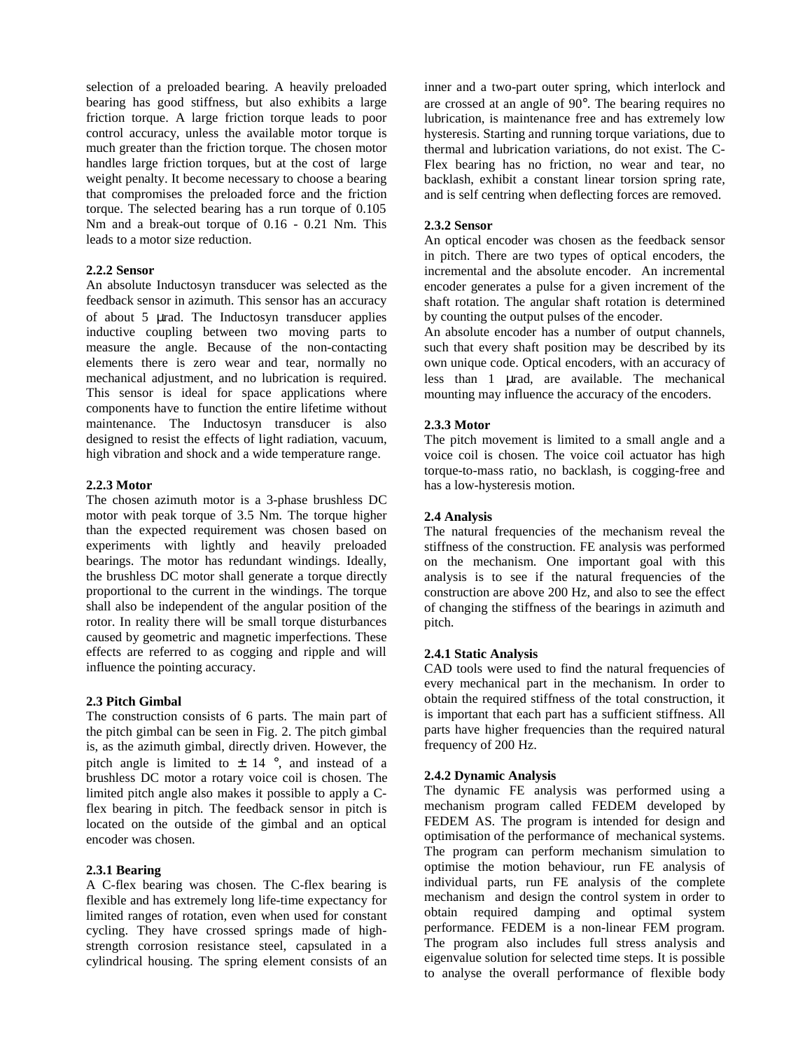selection of a preloaded bearing. A heavily preloaded bearing has good stiffness, but also exhibits a large friction torque. A large friction torque leads to poor control accuracy, unless the available motor torque is much greater than the friction torque. The chosen motor handles large friction torques, but at the cost of large weight penalty. It become necessary to choose a bearing that compromises the preloaded force and the friction torque. The selected bearing has a run torque of 0.105 Nm and a break-out torque of 0.16 - 0.21 Nm. This leads to a motor size reduction.

### 2.2.2 Sensor

An absolute Inductosyn transducer was selected as the feedback sensor in azimuth. This sensor has an accuracy of about 5 μrad. The Inductosyn transducer applies inductive coupling between two moving parts to measure the angle. Because of the non-contacting elements there is zero wear and tear, normally no mechanical adjustment, and no lubrication is required. This sensor is ideal for space applications where components have to function the entire lifetime without maintenance. The Inductosyn transducer is also designed to resist the effects of light radiation, vacuum, high vibration and shock and a wide temperature range.

### 2.2.3 Motor

The chosen azimuth motor is a 3-phase brushless DC motor with peak torque of 3.5 Nm. The torque higher than the expected requirement was chosen based on experiments with lightly and heavily preloaded bearings. The motor has redundant windings. Ideally, the brushless DC motor shall generate a torque directly proportional to the current in the windings. The torque shall also be independent of the angular position of the rotor. In reality there will be small torque disturbances caused by geometric and magnetic imperfections. These effects are referred to as cogging and ripple and will influence the pointing accuracy.

## 2.3 Pitch Gimbal

The construction consists of 6 parts. The main part of the pitch gimbal can be seen in Fig. 2. The pitch gimbal is, as the azimuth gimbal, directly driven. However, the pitch angle is limited to ± 14 °, and instead of a brushless DC motor a rotary voice coil is chosen. The limited pitch angle also makes it possible to apply a C-flex bearing in pitch. The feedback sensor in pitch is located on the outside of the gimbal and an optical encoder was chosen.

### 2.3.1 Bearing

A C-flex bearing was chosen. The C-flex bearing is flexible and has extremely long life-time expectancy for limited ranges of rotation, even when used for constant cycling. They have crossed springs made of high-strength corrosion resistance steel, capsulated in a cylindrical housing. The spring element consists of an inner and a two-part outer spring, which interlock and are crossed at an angle of 90°. The bearing requires no lubrication, is maintenance free and has extremely low hysteresis. Starting and running torque variations, due to thermal and lubrication variations, do not exist. The C-Flex bearing has no friction, no wear and tear, no backlash, exhibit a constant linear torsion spring rate, and is self centring when deflecting forces are removed.

### 2.3.2 Sensor

An optical encoder was chosen as the feedback sensor in pitch. There are two types of optical encoders, the incremental and the absolute encoder. An incremental encoder generates a pulse for a given increment of the shaft rotation. The angular shaft rotation is determined by counting the output pulses of the encoder.

An absolute encoder has a number of output channels, such that every shaft position may be described by its own unique code. Optical encoders, with an accuracy of less than 1 μrad, are available. The mechanical mounting may influence the accuracy of the encoders.

### 2.3.3 Motor

The pitch movement is limited to a small angle and a voice coil is chosen. The voice coil actuator has high torque-to-mass ratio, no backlash, is cogging-free and has a low-hysteresis motion.

## 2.4 Analysis

The natural frequencies of the mechanism reveal the stiffness of the construction. FE analysis was performed on the mechanism. One important goal with this analysis is to see if the natural frequencies of the construction are above 200 Hz, and also to see the effect of changing the stiffness of the bearings in azimuth and pitch.

### 2.4.1 Static Analysis

CAD tools were used to find the natural frequencies of every mechanical part in the mechanism. In order to obtain the required stiffness of the total construction, it is important that each part has a sufficient stiffness. All parts have higher frequencies than the required natural frequency of 200 Hz.

### 2.4.2 Dynamic Analysis

The dynamic FE analysis was performed using a mechanism program called FEDEM developed by FEDEM AS. The program is intended for design and optimisation of the performance of mechanical systems. The program can perform mechanism simulation to optimise the motion behaviour, run FE analysis of individual parts, run FE analysis of the complete mechanism and design the control system in order to obtain required damping and optimal system performance. FEDEM is a non-linear FEM program. The program also includes full stress analysis and eigenvalue solution for selected time steps. It is possible to analyse the overall performance of flexible body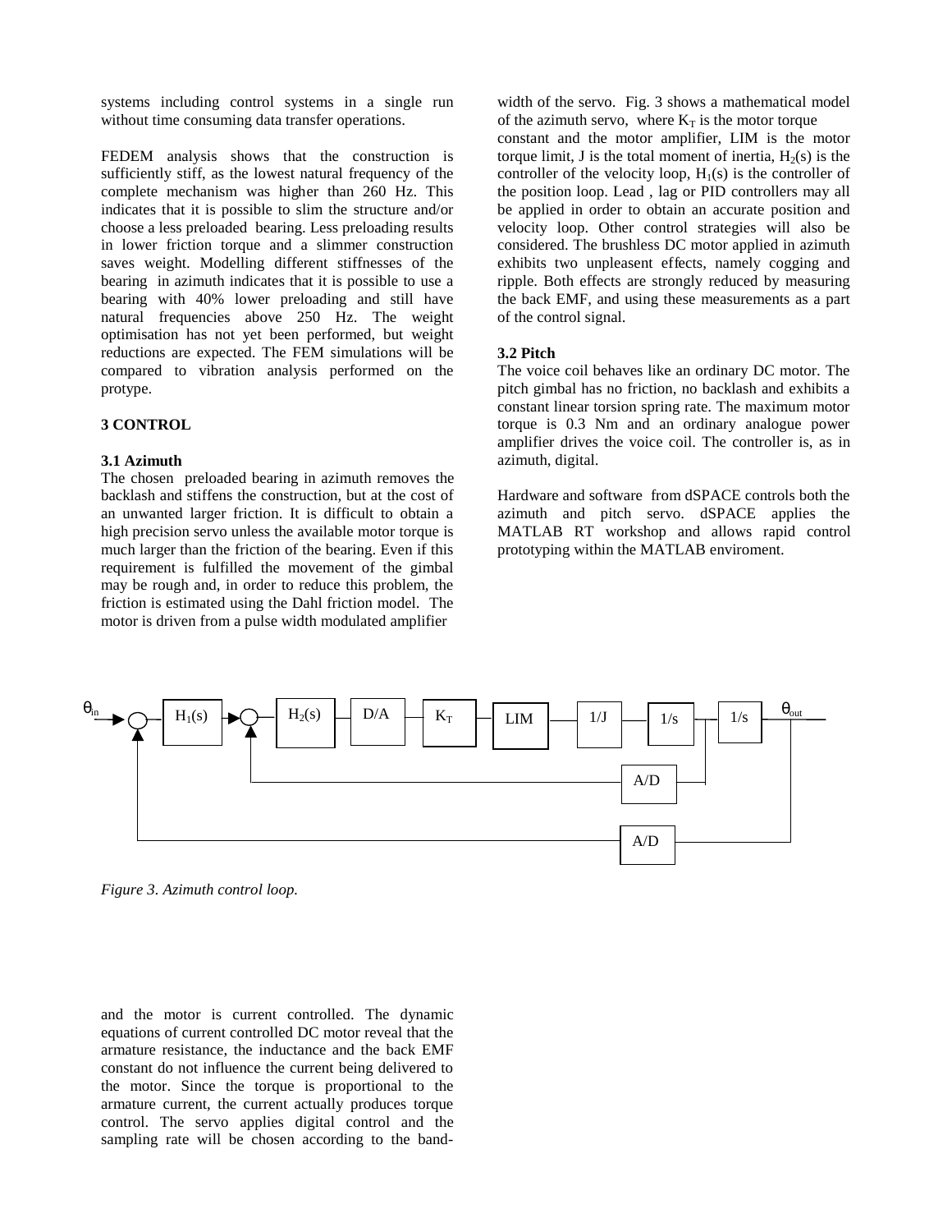systems including control systems in a single run without time consuming data transfer operations.

FEDEM analysis shows that the construction is sufficiently stiff, as the lowest natural frequency of the complete mechanism was higher than 260 Hz. This indicates that it is possible to slim the structure and/or choose a less preloaded bearing. Less preloading results in lower friction torque and a slimmer construction saves weight. Modelling different stiffnesses of the bearing in azimuth indicates that it is possible to use a bearing with 40% lower preloading and still have natural frequencies above 250 Hz. The weight optimisation has not yet been performed, but weight reductions are expected. The FEM simulations will be compared to vibration analysis performed on the protype.

## 3 CONTROL

### 3.1 Azimuth

The chosen preloaded bearing in azimuth removes the backlash and stiffens the construction, but at the cost of an unwanted larger friction. It is difficult to obtain a high precision servo unless the available motor torque is much larger than the friction of the bearing. Even if this requirement is fulfilled the movement of the gimbal may be rough and, in order to reduce this problem, the friction is estimated using the Dahl friction model. The motor is driven from a pulse width modulated amplifier and the motor is current controlled. The dynamic equations of current controlled DC motor reveal that the armature resistance, the inductance and the back EMF constant do not influence the current being delivered to the motor. Since the torque is proportional to the armature current, the current actually produces torque control. The servo applies digital control and the sampling rate will be chosen according to the bandwidth of the servo. Fig. 3 shows a mathematical model of the azimuth servo, where $K_T$ is the motor torque constant and the motor amplifier, LIM is the motor torque limit, J is the total moment of inertia, $H_2(s)$ is the controller of the velocity loop, $H_1(s)$ is the controller of the position loop. Lead , lag or PID controllers may all be applied in order to obtain an accurate position and velocity loop. Other control strategies will also be considered. The brushless DC motor applied in azimuth exhibits two unpleasent effects, namely cogging and ripple. Both effects are strongly reduced by measuring the back EMF, and using these measurements as a part of the control signal.

### 3.2 Pitch

The voice coil behaves like an ordinary DC motor. The pitch gimbal has no friction, no backlash and exhibits a constant linear torsion spring rate. The maximum motor torque is 0.3 Nm and an ordinary analogue power amplifier drives the voice coil. The controller is, as in azimuth, digital.

Hardware and software from dSPACE controls both the azimuth and pitch servo. dSPACE applies the MATLAB RT workshop and allows rapid control prototyping within the MATLAB enviroment.

$\theta_{in}$

$H_1(s)$

$H_2(s)$

D/A

$K_T$

LIM

1/J

1/s

1/s

$\theta_{out}$

A/D

A/D

*Figure 3. Azimuth control loop.*